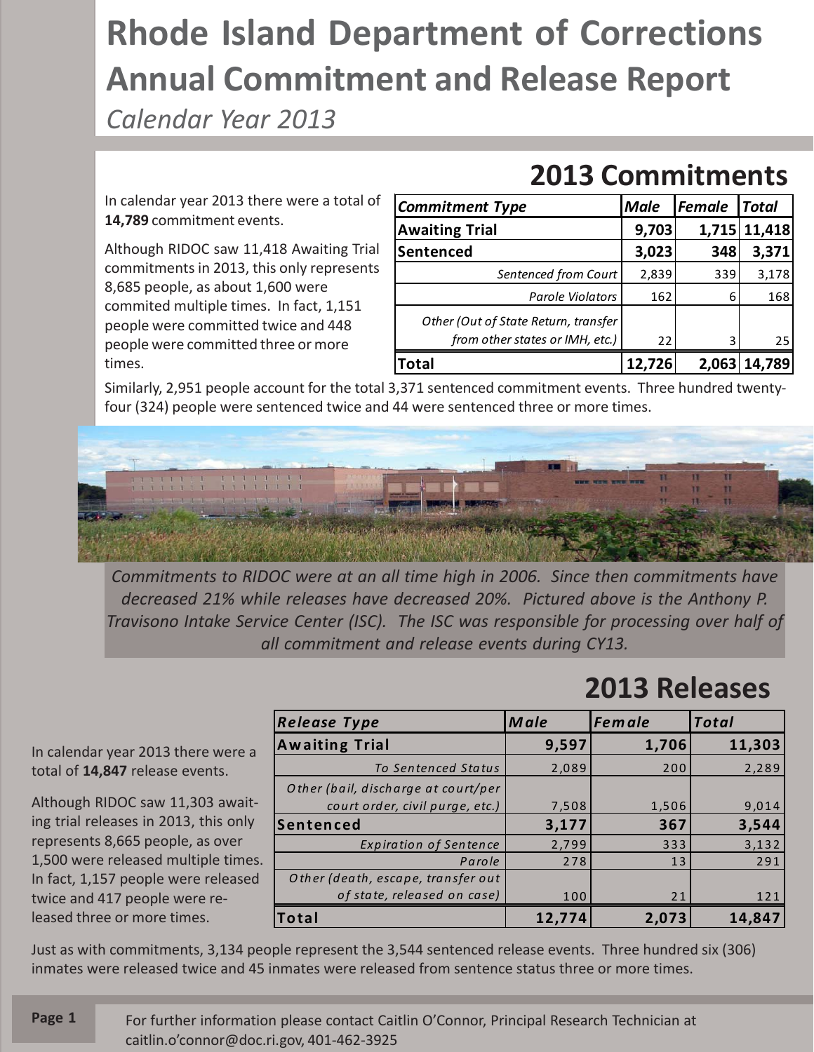# Rhode Island Department of Corrections Annual Commitment and Release Report

*Calendar Year 2013*

## 2013 Commitments

In calendar year 2013 there were a total of **14,789** commitment events.

Although RIDOC saw 11,418 Awaiting Trial commitments in 2013, this only represents 8,685 people, as about 1,600 were commited multiple times. In fact, 1,151 people were committed twice and 448 people were committed three or more times.

| *Commitment Type* | *Male* | *Female* | *Total* |
|---|---|---|---|
| **Awaiting Trial** | **9,703** | **1,715** | **11,418** |
| **Sentenced** | **3,023** | **348** | **3,371** |
| *Sentenced from Court* | 2,839 | 339 | 3,178 |
| *Parole Violators* | 162 | 6 | 168 |
| *Other (Out of State Return, transfer from other states or IMH, etc.)* | 22 | 3 | 25 |
| **Total** | **12,726** | **2,063** | **14,789** |

Similarly, 2,951 people account for the total 3,371 sentenced commitment events. Three hundred twenty-four (324) people were sentenced twice and 44 were sentenced three or more times.

*Commitments to RIDOC were at an all time high in 2006. Since then commitments have decreased 21% while releases have decreased 20%. Pictured above is the Anthony P. Travisono Intake Service Center (ISC). The ISC was responsible for processing over half of all commitment and release events during CY13.*

## 2013 Releases

In calendar year 2013 there were a total of **14,847** release events.

Although RIDOC saw 11,303 awaiting trial releases in 2013, this only represents 8,665 people, as over 1,500 were released multiple times. In fact, 1,157 people were released twice and 417 people were released three or more times.

| *Release Type* | *Male* | *Female* | *Total* |
|---|---|---|---|
| **Awaiting Trial** | **9,597** | **1,706** | **11,303** |
| *To Sentenced Status* | 2,089 | 200 | 2,289 |
| *Other (bail, discharge at court/per court order, civil purge, etc.)* | 7,508 | 1,506 | 9,014 |
| **Sentenced** | **3,177** | **367** | **3,544** |
| *Expiration of Sentence* | 2,799 | 333 | 3,132 |
| *Parole* | 278 | 13 | 291 |
| *Other (death, escape, transfer out of state, released on case)* | 100 | 21 | 121 |
| **Total** | **12,774** | **2,073** | **14,847** |

Just as with commitments, 3,134 people represent the 3,544 sentenced release events. Three hundred six (306) inmates were released twice and 45 inmates were released from sentence status three or more times.

For further information please contact Caitlin O'Connor, Principal Research Technician at caitlin.o'connor@doc.ri.gov, 401-462-3925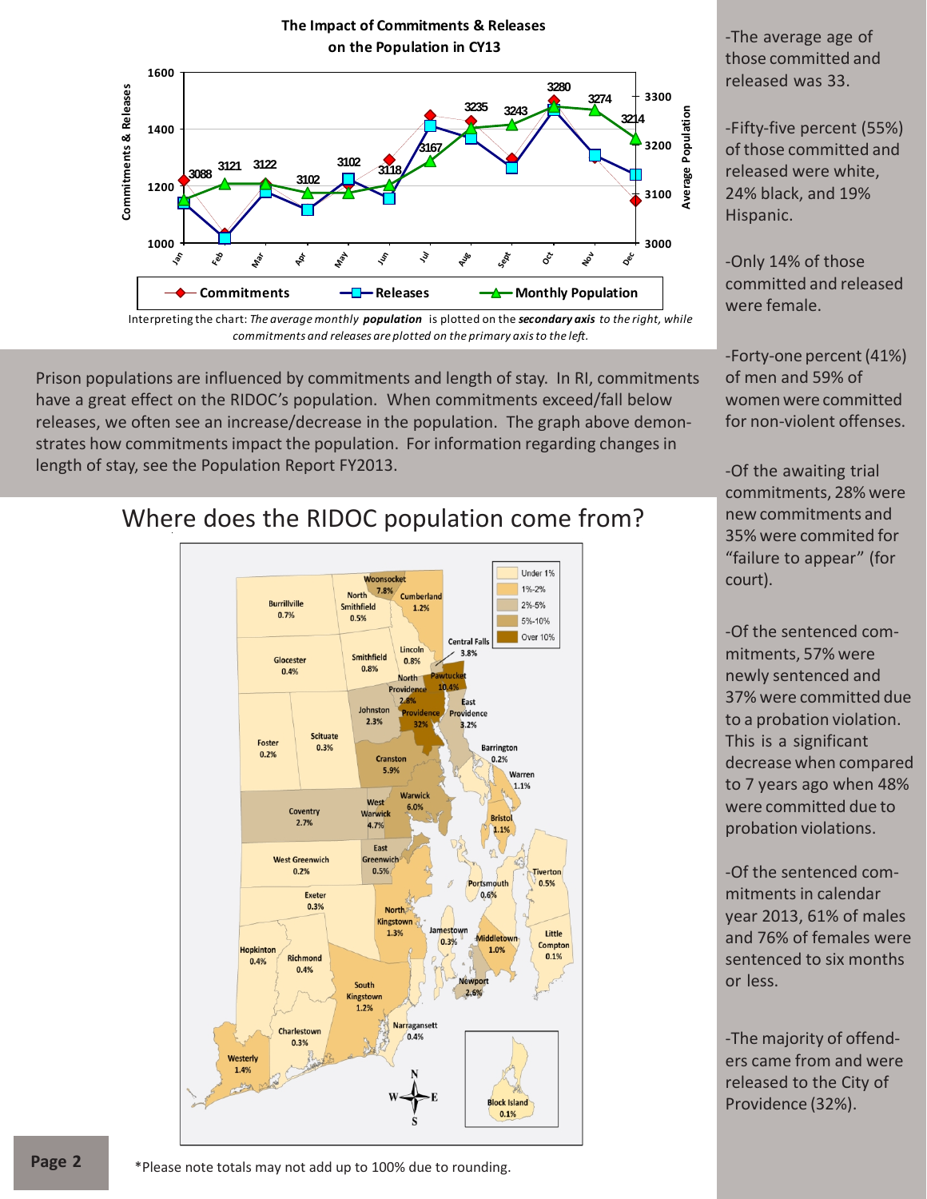**The Impact of Commitments & Releases on the Population in CY13**

Commitments & Releases

Average Population

1600
1400
1200
1000

3300
3200
3100
3000

3088 3121 3122 3102 3102 3118 3167 3235 3243 3280 3274 3214

Jan Feb Mar Apr May Jun Jul Aug Sept Oct Nov Dec

Commitments Releases Monthly Population

Interpreting the chart: *The average monthly* ***population*** *is plotted on the* ***secondary axis*** *to the right, while commitments and releases are plotted on the primary axis to the left.*

Prison populations are influenced by commitments and length of stay. In RI, commitments have a great effect on the RIDOC's population. When commitments exceed/fall below releases, we often see an increase/decrease in the population. The graph above demonstrates how commitments impact the population. For information regarding changes in length of stay, see the Population Report FY2013.

## Where does the RIDOC population come from?

Under 1%
1%-2%
2%-5%
5%-10%
Over 10%

Woonsocket 7.8%
North Smithfield 0.5%
Cumberland 1.2%
Burrillville 0.7%
Central Falls 3.8%
Lincoln 0.8%
Glocester 0.4%
Smithfield 0.8%
North Providence 2.8%
Pawtucket 10.4%
Johnston 2.3%
Providence 32%
East Providence 3.2%
Foster 0.2%
Scituate 0.3%
Cranston 5.9%
Barrington 0.2%
Warren 1.1%
Coventry 2.7%
West Warwick 4.7%
Warwick 6.0%
Bristol 1.1%
East Greenwich 0.5%
West Greenwich 0.2%
Tiverton 0.5%
Portsmouth 0.6%
Exeter 0.3%
North Kingstown 1.3%
Jamestown 0.3%
Middletown 1.0%
Little Compton 0.1%
Hopkinton 0.4%
Richmond 0.4%
Newport 2.6%
South Kingstown 1.2%
Narragansett 0.4%
Charlestown 0.3%
Westerly 1.4%
Block Island 0.1%

N W E S

*Please note totals may not add up to 100% due to rounding.

-The average age of those committed and released was 33.

-Fifty-five percent (55%) of those committed and released were white, 24% black, and 19% Hispanic.

-Only 14% of those committed and released were female.

-Forty-one percent (41%) of men and 59% of women were committed for non-violent offenses.

-Of the awaiting trial commitments, 28% were new commitments and 35% were commited for "failure to appear" (for court).

-Of the sentenced commitments, 57% were newly sentenced and 37% were committed due to a probation violation. This is a significant decrease when compared to 7 years ago when 48% were committed due to probation violations.

-Of the sentenced commitments in calendar year 2013, 61% of males and 76% of females were sentenced to six months or less.

-The majority of offenders came from and were released to the City of Providence (32%).